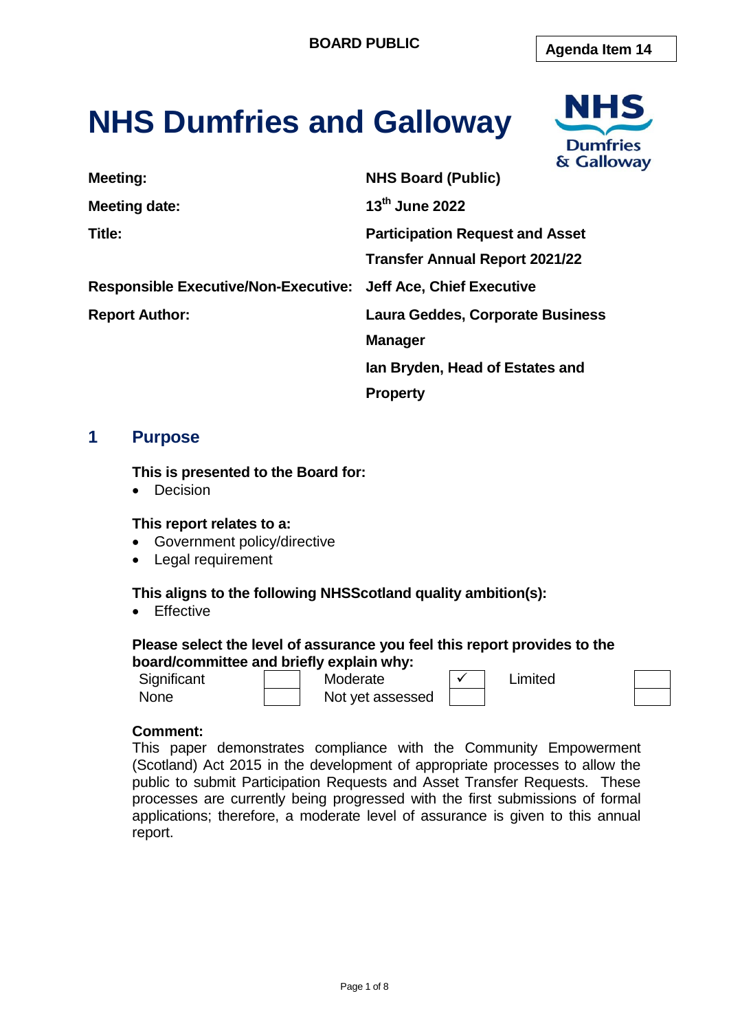BOARD PUBLIC

Agenda Item 14

# NHS Dumfries and Galloway

| | |
|---|---|
| **Meeting:** | **NHS Board (Public)** |
| **Meeting date:** | **13th June 2022** |
| **Title:** | **Participation Request and Asset Transfer Annual Report 2021/22** |
| **Responsible Executive/Non-Executive:** | **Jeff Ace, Chief Executive** |
| **Report Author:** | **Laura Geddes, Corporate Business Manager**<br>**Ian Bryden, Head of Estates and Property** |

## 1 Purpose

**This is presented to the Board for:**

- Decision

**This report relates to a:**

- Government policy/directive
- Legal requirement

**This aligns to the following NHSScotland quality ambition(s):**

- Effective

**Please select the level of assurance you feel this report provides to the board/committee and briefly explain why:**

| | | | | | |
|---|---|---|---|---|---|
| Significant | | Moderate | ✓ | Limited | |
| None | | Not yet assessed | | | |

**Comment:**
This paper demonstrates compliance with the Community Empowerment (Scotland) Act 2015 in the development of appropriate processes to allow the public to submit Participation Requests and Asset Transfer Requests. These processes are currently being progressed with the first submissions of formal applications; therefore, a moderate level of assurance is given to this annual report.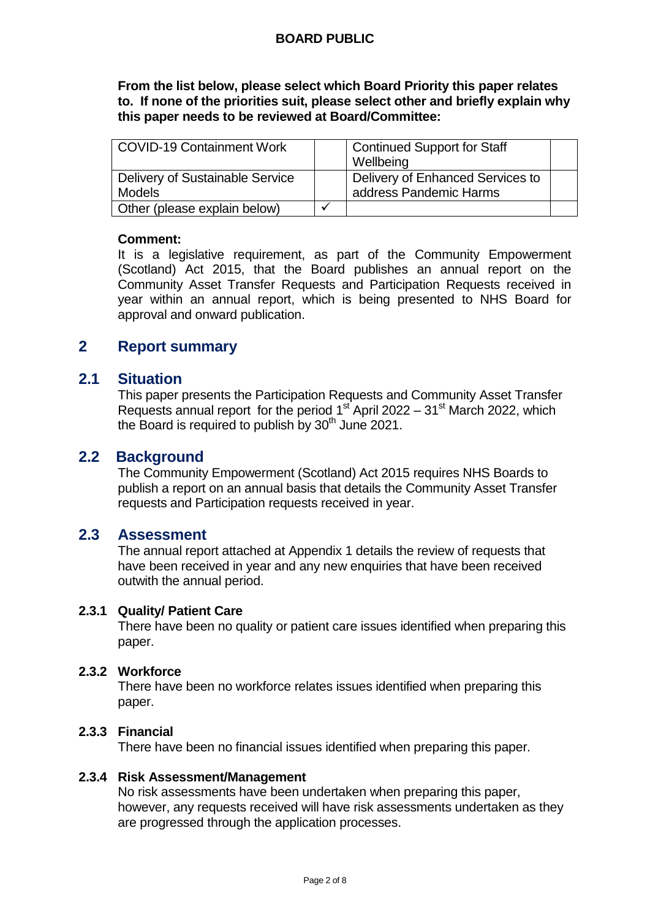**BOARD PUBLIC**

**From the list below, please select which Board Priority this paper relates to. If none of the priorities suit, please select other and briefly explain why this paper needs to be reviewed at Board/Committee:**

| COVID-19 Containment Work | | Continued Support for Staff Wellbeing | |
|---|---|---|---|
| Delivery of Sustainable Service Models | | Delivery of Enhanced Services to address Pandemic Harms | |
| Other (please explain below) | ✓ | | |

**Comment:**
It is a legislative requirement, as part of the Community Empowerment (Scotland) Act 2015, that the Board publishes an annual report on the Community Asset Transfer Requests and Participation Requests received in year within an annual report, which is being presented to NHS Board for approval and onward publication.

## 2 Report summary

### 2.1 Situation

This paper presents the Participation Requests and Community Asset Transfer Requests annual report for the period 1st April 2022 – 31st March 2022, which the Board is required to publish by 30th June 2021.

### 2.2 Background

The Community Empowerment (Scotland) Act 2015 requires NHS Boards to publish a report on an annual basis that details the Community Asset Transfer requests and Participation requests received in year.

### 2.3 Assessment

The annual report attached at Appendix 1 details the review of requests that have been received in year and any new enquiries that have been received outwith the annual period.

#### 2.3.1 Quality/ Patient Care

There have been no quality or patient care issues identified when preparing this paper.

#### 2.3.2 Workforce

There have been no workforce relates issues identified when preparing this paper.

#### 2.3.3 Financial

There have been no financial issues identified when preparing this paper.

#### 2.3.4 Risk Assessment/Management

No risk assessments have been undertaken when preparing this paper, however, any requests received will have risk assessments undertaken as they are progressed through the application processes.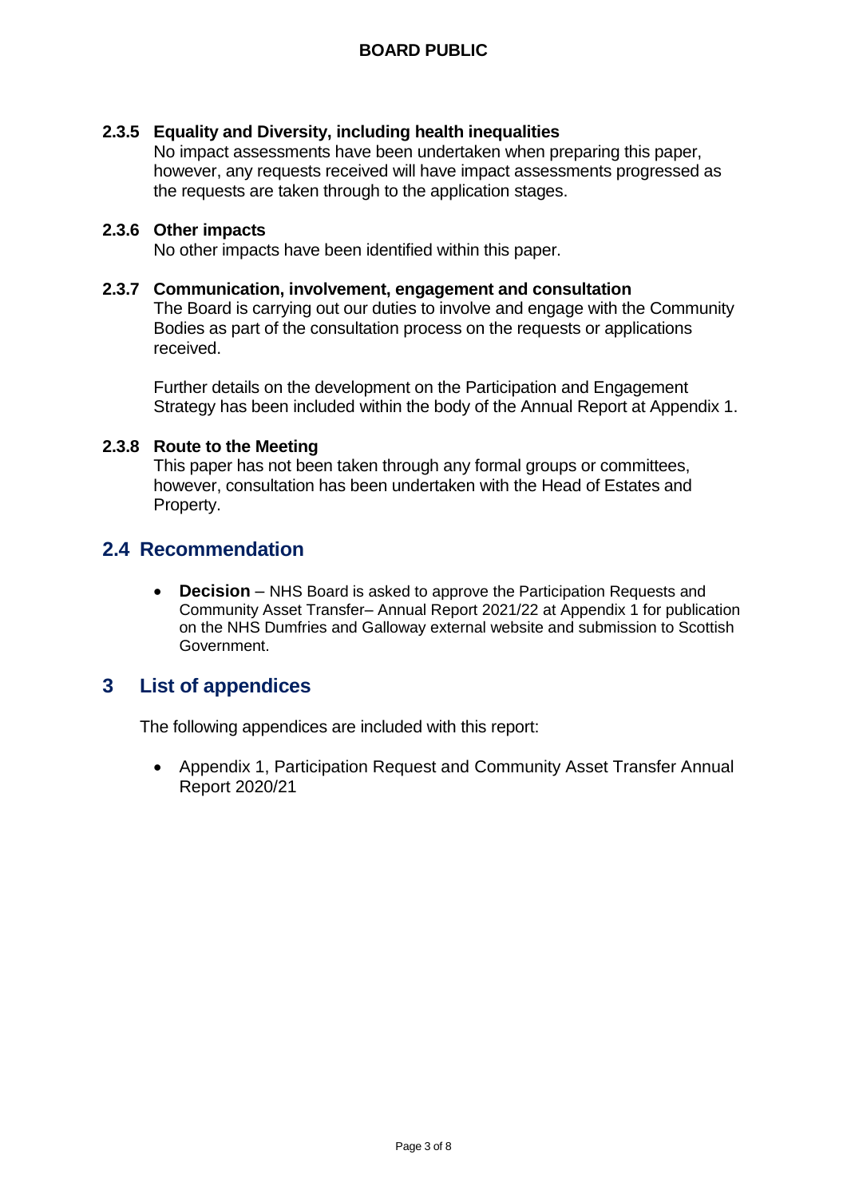#### 2.3.5 Equality and Diversity, including health inequalities

No impact assessments have been undertaken when preparing this paper, however, any requests received will have impact assessments progressed as the requests are taken through to the application stages.

#### 2.3.6 Other impacts

No other impacts have been identified within this paper.

#### 2.3.7 Communication, involvement, engagement and consultation

The Board is carrying out our duties to involve and engage with the Community Bodies as part of the consultation process on the requests or applications received.

Further details on the development on the Participation and Engagement Strategy has been included within the body of the Annual Report at Appendix 1.

#### 2.3.8 Route to the Meeting

This paper has not been taken through any formal groups or committees, however, consultation has been undertaken with the Head of Estates and Property.

## 2.4 Recommendation

- **Decision** – NHS Board is asked to approve the Participation Requests and Community Asset Transfer– Annual Report 2021/22 at Appendix 1 for publication on the NHS Dumfries and Galloway external website and submission to Scottish Government.

## 3 List of appendices

The following appendices are included with this report:

- Appendix 1, Participation Request and Community Asset Transfer Annual Report 2020/21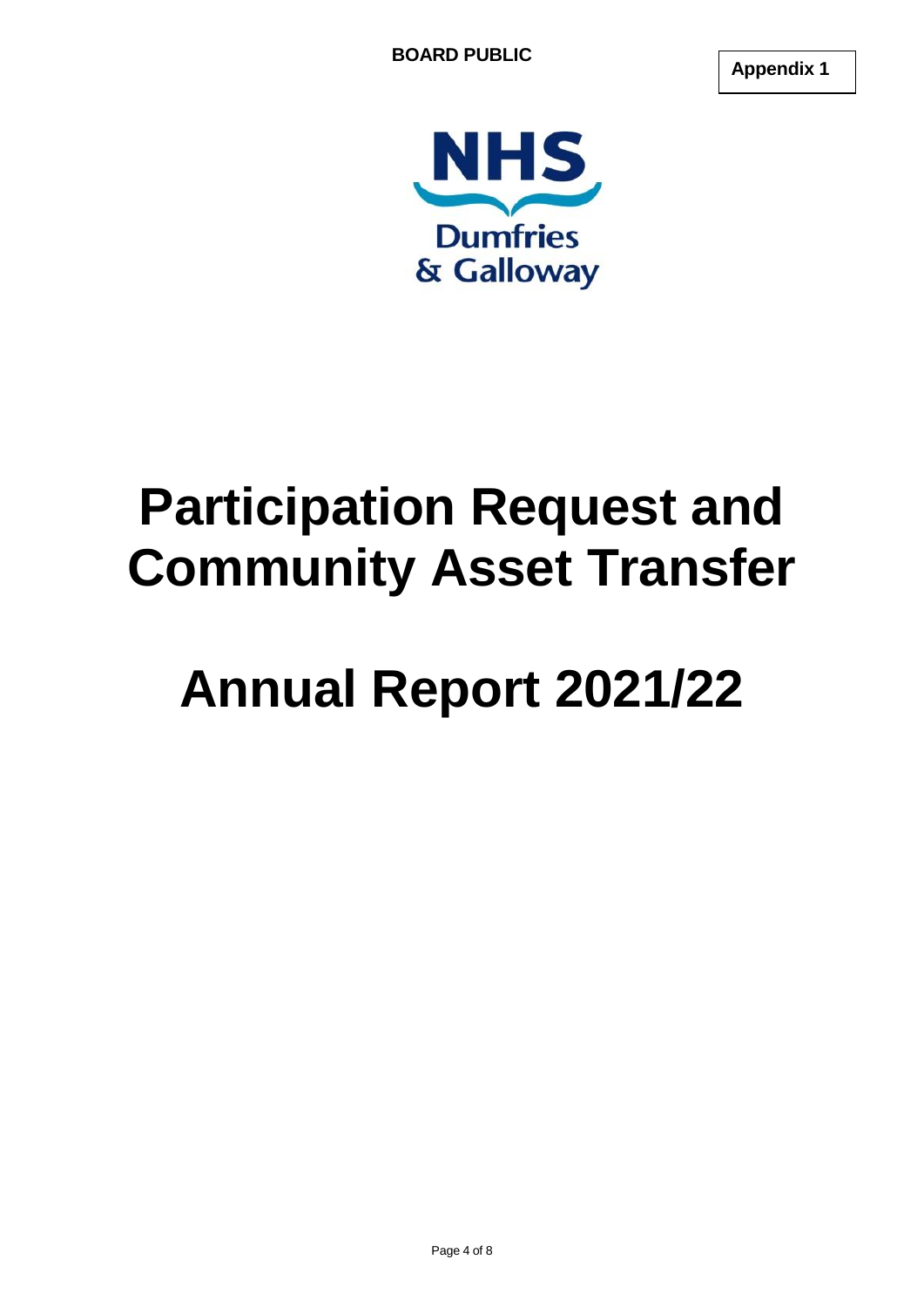BOARD PUBLIC

**Appendix 1**

NHS
Dumfries
& Galloway

# Participation Request and Community Asset Transfer

# Annual Report 2021/22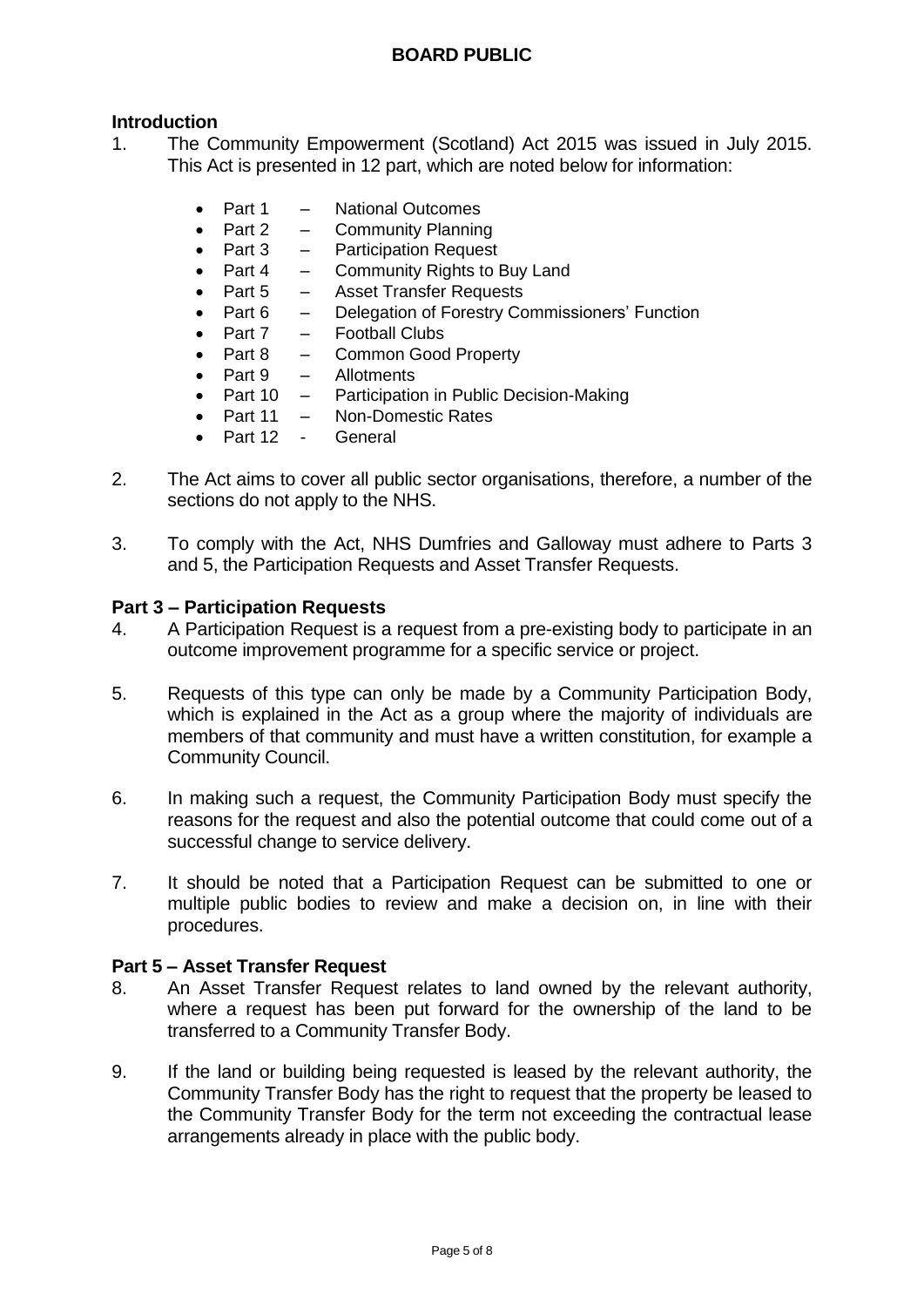## Introduction

1. The Community Empowerment (Scotland) Act 2015 was issued in July 2015. This Act is presented in 12 part, which are noted below for information:

   - Part 1 – National Outcomes
   - Part 2 – Community Planning
   - Part 3 – Participation Request
   - Part 4 – Community Rights to Buy Land
   - Part 5 – Asset Transfer Requests
   - Part 6 – Delegation of Forestry Commissioners' Function
   - Part 7 – Football Clubs
   - Part 8 – Common Good Property
   - Part 9 – Allotments
   - Part 10 – Participation in Public Decision-Making
   - Part 11 – Non-Domestic Rates
   - Part 12 - General

2. The Act aims to cover all public sector organisations, therefore, a number of the sections do not apply to the NHS.

3. To comply with the Act, NHS Dumfries and Galloway must adhere to Parts 3 and 5, the Participation Requests and Asset Transfer Requests.

## Part 3 – Participation Requests

4. A Participation Request is a request from a pre-existing body to participate in an outcome improvement programme for a specific service or project.

5. Requests of this type can only be made by a Community Participation Body, which is explained in the Act as a group where the majority of individuals are members of that community and must have a written constitution, for example a Community Council.

6. In making such a request, the Community Participation Body must specify the reasons for the request and also the potential outcome that could come out of a successful change to service delivery.

7. It should be noted that a Participation Request can be submitted to one or multiple public bodies to review and make a decision on, in line with their procedures.

## Part 5 – Asset Transfer Request

8. An Asset Transfer Request relates to land owned by the relevant authority, where a request has been put forward for the ownership of the land to be transferred to a Community Transfer Body.

9. If the land or building being requested is leased by the relevant authority, the Community Transfer Body has the right to request that the property be leased to the Community Transfer Body for the term not exceeding the contractual lease arrangements already in place with the public body.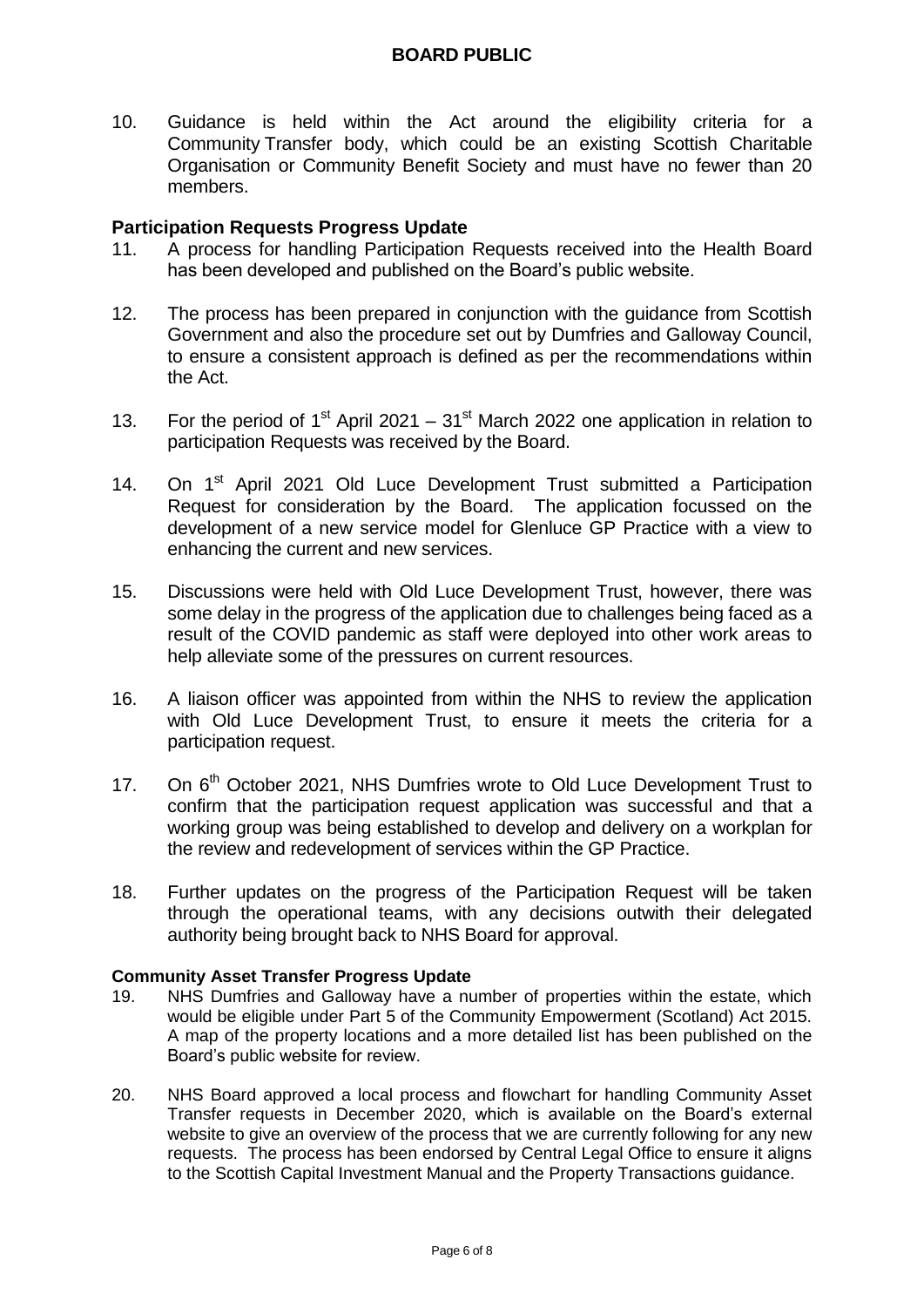10. Guidance is held within the Act around the eligibility criteria for a Community Transfer body, which could be an existing Scottish Charitable Organisation or Community Benefit Society and must have no fewer than 20 members.

**Participation Requests Progress Update**

11. A process for handling Participation Requests received into the Health Board has been developed and published on the Board's public website.

12. The process has been prepared in conjunction with the guidance from Scottish Government and also the procedure set out by Dumfries and Galloway Council, to ensure a consistent approach is defined as per the recommendations within the Act.

13. For the period of 1st April 2021 – 31st March 2022 one application in relation to participation Requests was received by the Board.

14. On 1st April 2021 Old Luce Development Trust submitted a Participation Request for consideration by the Board. The application focussed on the development of a new service model for Glenluce GP Practice with a view to enhancing the current and new services.

15. Discussions were held with Old Luce Development Trust, however, there was some delay in the progress of the application due to challenges being faced as a result of the COVID pandemic as staff were deployed into other work areas to help alleviate some of the pressures on current resources.

16. A liaison officer was appointed from within the NHS to review the application with Old Luce Development Trust, to ensure it meets the criteria for a participation request.

17. On 6th October 2021, NHS Dumfries wrote to Old Luce Development Trust to confirm that the participation request application was successful and that a working group was being established to develop and delivery on a workplan for the review and redevelopment of services within the GP Practice.

18. Further updates on the progress of the Participation Request will be taken through the operational teams, with any decisions outwith their delegated authority being brought back to NHS Board for approval.

**Community Asset Transfer Progress Update**

19. NHS Dumfries and Galloway have a number of properties within the estate, which would be eligible under Part 5 of the Community Empowerment (Scotland) Act 2015. A map of the property locations and a more detailed list has been published on the Board's public website for review.

20. NHS Board approved a local process and flowchart for handling Community Asset Transfer requests in December 2020, which is available on the Board's external website to give an overview of the process that we are currently following for any new requests. The process has been endorsed by Central Legal Office to ensure it aligns to the Scottish Capital Investment Manual and the Property Transactions guidance.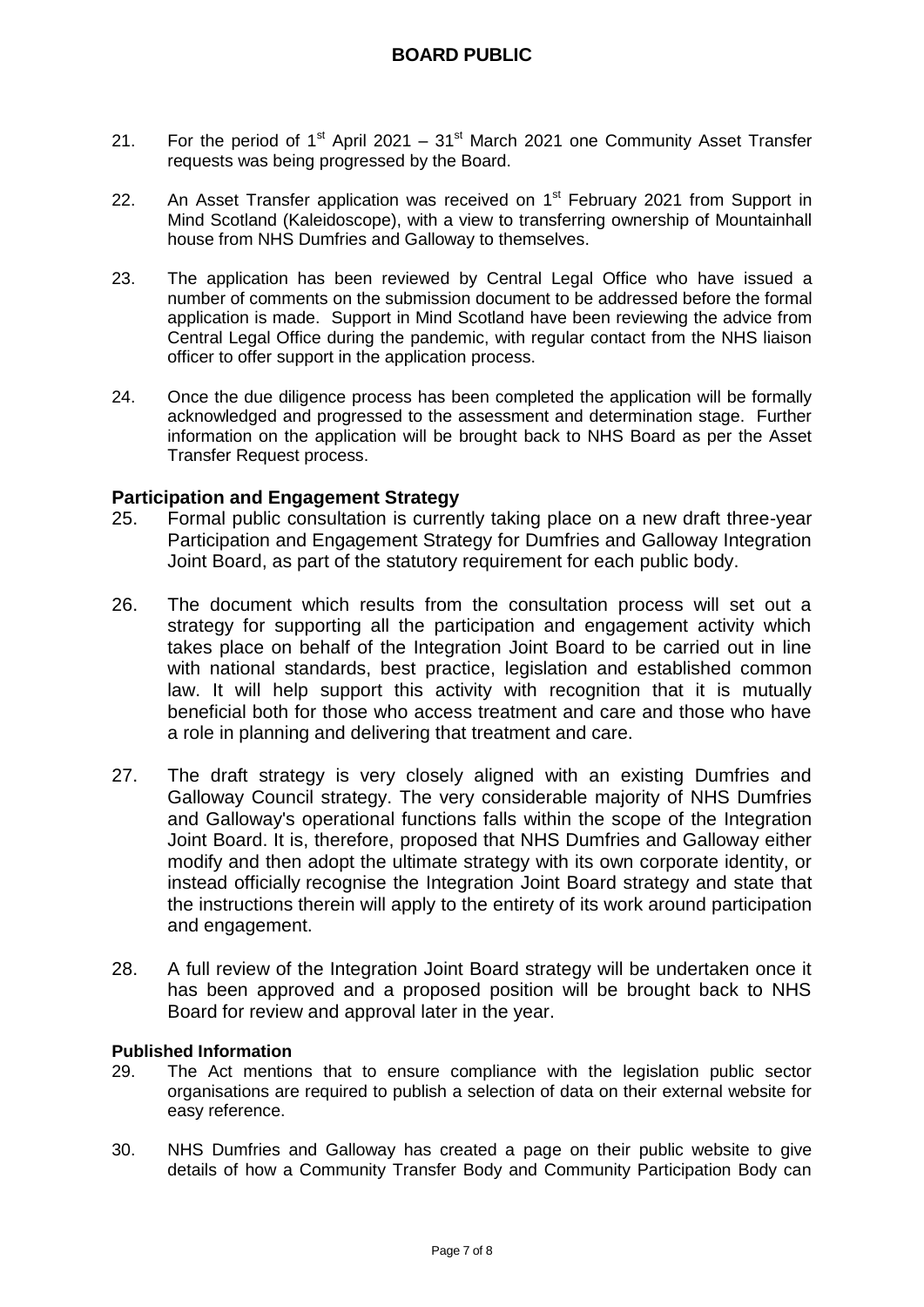21. For the period of 1st April 2021 – 31st March 2021 one Community Asset Transfer requests was being progressed by the Board.

22. An Asset Transfer application was received on 1st February 2021 from Support in Mind Scotland (Kaleidoscope), with a view to transferring ownership of Mountainhall house from NHS Dumfries and Galloway to themselves.

23. The application has been reviewed by Central Legal Office who have issued a number of comments on the submission document to be addressed before the formal application is made. Support in Mind Scotland have been reviewing the advice from Central Legal Office during the pandemic, with regular contact from the NHS liaison officer to offer support in the application process.

24. Once the due diligence process has been completed the application will be formally acknowledged and progressed to the assessment and determination stage. Further information on the application will be brought back to NHS Board as per the Asset Transfer Request process.

## Participation and Engagement Strategy

25. Formal public consultation is currently taking place on a new draft three-year Participation and Engagement Strategy for Dumfries and Galloway Integration Joint Board, as part of the statutory requirement for each public body.

26. The document which results from the consultation process will set out a strategy for supporting all the participation and engagement activity which takes place on behalf of the Integration Joint Board to be carried out in line with national standards, best practice, legislation and established common law. It will help support this activity with recognition that it is mutually beneficial both for those who access treatment and care and those who have a role in planning and delivering that treatment and care.

27. The draft strategy is very closely aligned with an existing Dumfries and Galloway Council strategy. The very considerable majority of NHS Dumfries and Galloway's operational functions falls within the scope of the Integration Joint Board. It is, therefore, proposed that NHS Dumfries and Galloway either modify and then adopt the ultimate strategy with its own corporate identity, or instead officially recognise the Integration Joint Board strategy and state that the instructions therein will apply to the entirety of its work around participation and engagement.

28. A full review of the Integration Joint Board strategy will be undertaken once it has been approved and a proposed position will be brought back to NHS Board for review and approval later in the year.

### Published Information

29. The Act mentions that to ensure compliance with the legislation public sector organisations are required to publish a selection of data on their external website for easy reference.

30. NHS Dumfries and Galloway has created a page on their public website to give details of how a Community Transfer Body and Community Participation Body can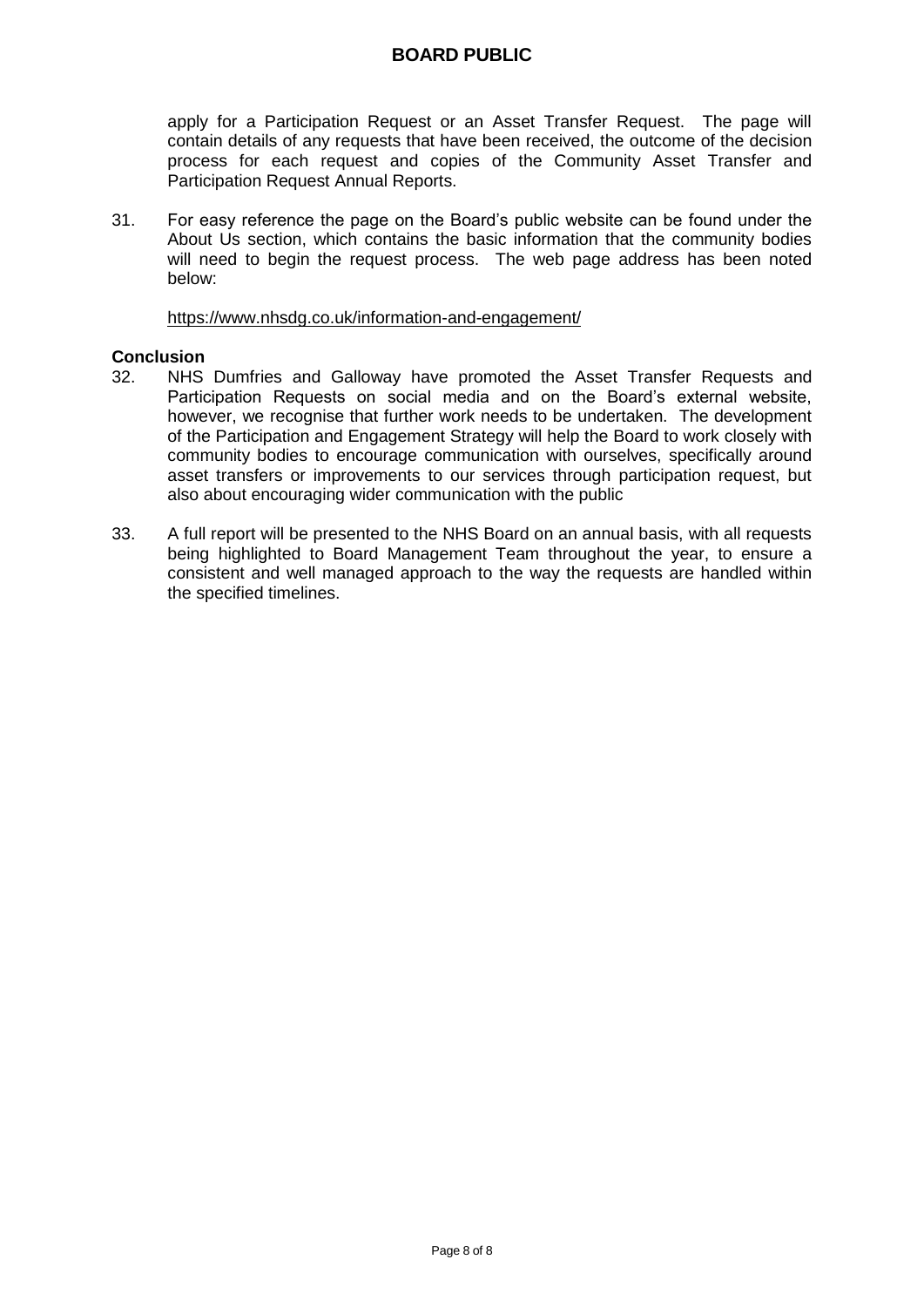apply for a Participation Request or an Asset Transfer Request. The page will contain details of any requests that have been received, the outcome of the decision process for each request and copies of the Community Asset Transfer and Participation Request Annual Reports.

31. For easy reference the page on the Board's public website can be found under the About Us section, which contains the basic information that the community bodies will need to begin the request process. The web page address has been noted below:

    https://www.nhsdg.co.uk/information-and-engagement/

**Conclusion**

32. NHS Dumfries and Galloway have promoted the Asset Transfer Requests and Participation Requests on social media and on the Board's external website, however, we recognise that further work needs to be undertaken. The development of the Participation and Engagement Strategy will help the Board to work closely with community bodies to encourage communication with ourselves, specifically around asset transfers or improvements to our services through participation request, but also about encouraging wider communication with the public

33. A full report will be presented to the NHS Board on an annual basis, with all requests being highlighted to Board Management Team throughout the year, to ensure a consistent and well managed approach to the way the requests are handled within the specified timelines.